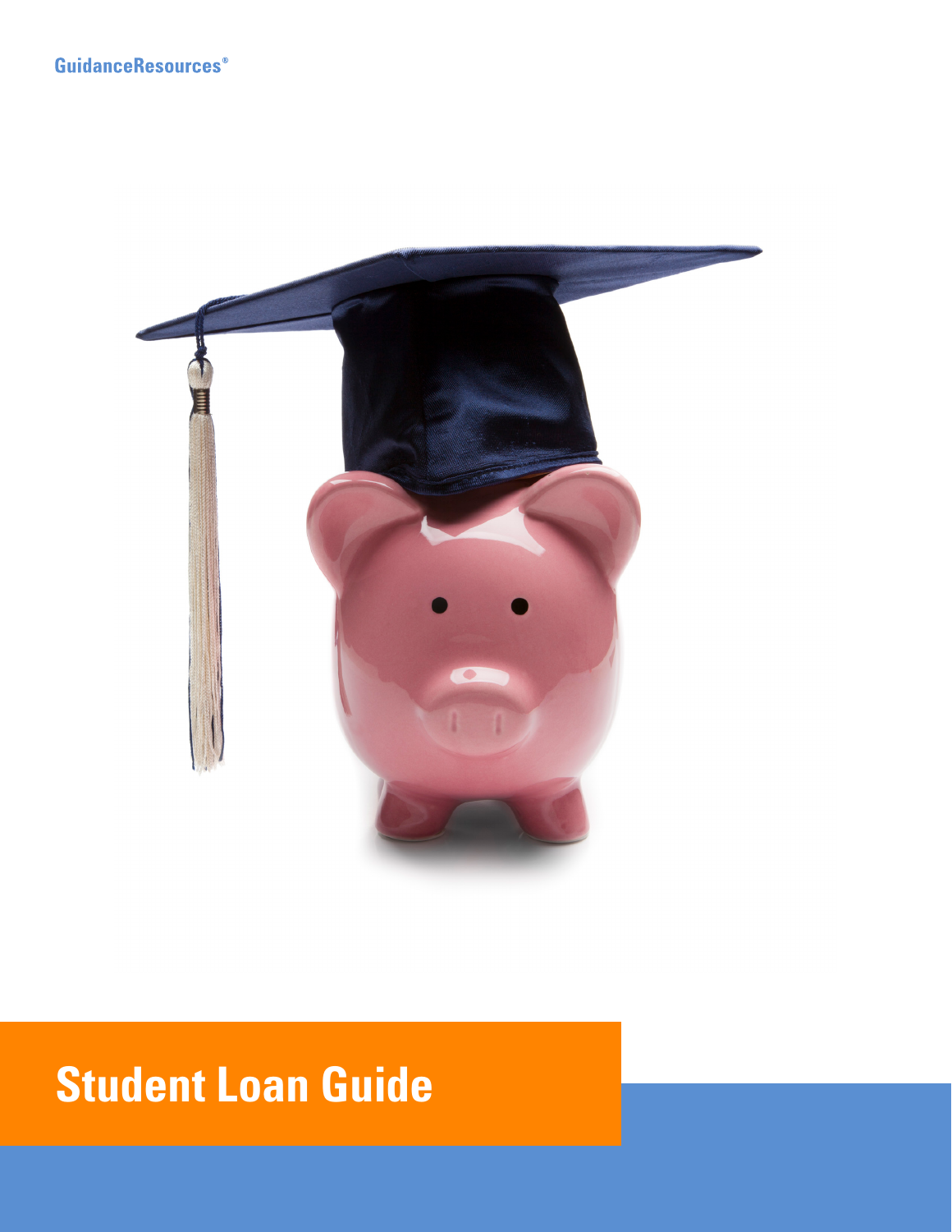GuidanceResources®

# Student Loan Guide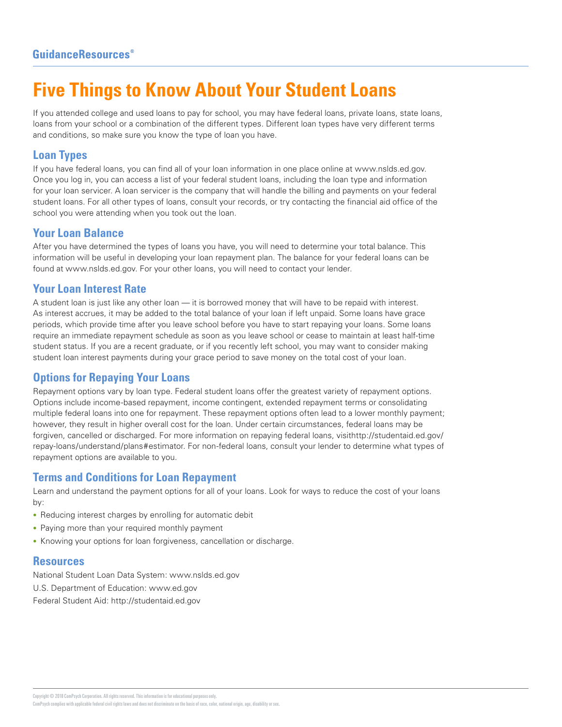GuidanceResources®

# Five Things to Know About Your Student Loans

If you attended college and used loans to pay for school, you may have federal loans, private loans, state loans, loans from your school or a combination of the different types. Different loan types have very different terms and conditions, so make sure you know the type of loan you have.

## Loan Types

If you have federal loans, you can find all of your loan information in one place online at www.nslds.ed.gov. Once you log in, you can access a list of your federal student loans, including the loan type and information for your loan servicer. A loan servicer is the company that will handle the billing and payments on your federal student loans. For all other types of loans, consult your records, or try contacting the financial aid office of the school you were attending when you took out the loan.

## Your Loan Balance

After you have determined the types of loans you have, you will need to determine your total balance. This information will be useful in developing your loan repayment plan. The balance for your federal loans can be found at www.nslds.ed.gov. For your other loans, you will need to contact your lender.

## Your Loan Interest Rate

A student loan is just like any other loan — it is borrowed money that will have to be repaid with interest. As interest accrues, it may be added to the total balance of your loan if left unpaid. Some loans have grace periods, which provide time after you leave school before you have to start repaying your loans. Some loans require an immediate repayment schedule as soon as you leave school or cease to maintain at least half-time student status. If you are a recent graduate, or if you recently left school, you may want to consider making student loan interest payments during your grace period to save money on the total cost of your loan.

## Options for Repaying Your Loans

Repayment options vary by loan type. Federal student loans offer the greatest variety of repayment options. Options include income-based repayment, income contingent, extended repayment terms or consolidating multiple federal loans into one for repayment. These repayment options often lead to a lower monthly payment; however, they result in higher overall cost for the loan. Under certain circumstances, federal loans may be forgiven, cancelled or discharged. For more information on repaying federal loans, visithttp://studentaid.ed.gov/repay-loans/understand/plans#estimator. For non-federal loans, consult your lender to determine what types of repayment options are available to you.

## Terms and Conditions for Loan Repayment

Learn and understand the payment options for all of your loans. Look for ways to reduce the cost of your loans by:

- Reducing interest charges by enrolling for automatic debit
- Paying more than your required monthly payment
- Knowing your options for loan forgiveness, cancellation or discharge.

## Resources

National Student Loan Data System: www.nslds.ed.gov

U.S. Department of Education: www.ed.gov

Federal Student Aid: http://studentaid.ed.gov

Copyright © 2018 ComPsych Corporation. All rights reserved. This information is for educational purposes only.
ComPsych complies with applicable federal civil rights laws and does not discriminate on the basis of race, color, national origin, age, disability or sex.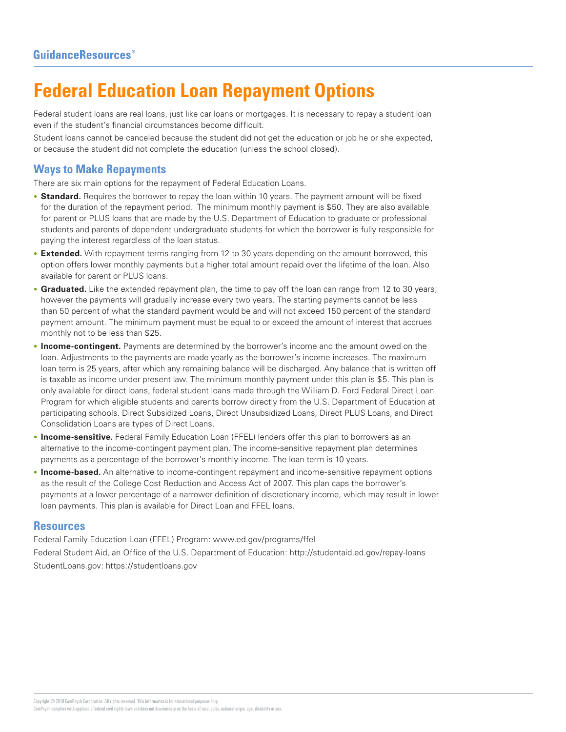# Federal Education Loan Repayment Options

Federal student loans are real loans, just like car loans or mortgages. It is necessary to repay a student loan even if the student's financial circumstances become difficult.

Student loans cannot be canceled because the student did not get the education or job he or she expected, or because the student did not complete the education (unless the school closed).

## Ways to Make Repayments

There are six main options for the repayment of Federal Education Loans.

- **Standard.** Requires the borrower to repay the loan within 10 years. The payment amount will be fixed for the duration of the repayment period. The minimum monthly payment is $50. They are also available for parent or PLUS loans that are made by the U.S. Department of Education to graduate or professional students and parents of dependent undergraduate students for which the borrower is fully responsible for paying the interest regardless of the loan status.
- **Extended.** With repayment terms ranging from 12 to 30 years depending on the amount borrowed, this option offers lower monthly payments but a higher total amount repaid over the lifetime of the loan. Also available for parent or PLUS loans.
- **Graduated.** Like the extended repayment plan, the time to pay off the loan can range from 12 to 30 years; however the payments will gradually increase every two years. The starting payments cannot be less than 50 percent of what the standard payment would be and will not exceed 150 percent of the standard payment amount. The minimum payment must be equal to or exceed the amount of interest that accrues monthly not to be less than $25.
- **Income-contingent.** Payments are determined by the borrower's income and the amount owed on the loan. Adjustments to the payments are made yearly as the borrower's income increases. The maximum loan term is 25 years, after which any remaining balance will be discharged. Any balance that is written off is taxable as income under present law. The minimum monthly payment under this plan is $5. This plan is only available for direct loans, federal student loans made through the William D. Ford Federal Direct Loan Program for which eligible students and parents borrow directly from the U.S. Department of Education at participating schools. Direct Subsidized Loans, Direct Unsubsidized Loans, Direct PLUS Loans, and Direct Consolidation Loans are types of Direct Loans.
- **Income-sensitive.** Federal Family Education Loan (FFEL) lenders offer this plan to borrowers as an alternative to the income-contingent payment plan. The income-sensitive repayment plan determines payments as a percentage of the borrower's monthly income. The loan term is 10 years.
- **Income-based.** An alternative to income-contingent repayment and income-sensitive repayment options as the result of the College Cost Reduction and Access Act of 2007. This plan caps the borrower's payments at a lower percentage of a narrower definition of discretionary income, which may result in lower loan payments. This plan is available for Direct Loan and FFEL loans.

## Resources

Federal Family Education Loan (FFEL) Program: www.ed.gov/programs/ffel

Federal Student Aid, an Office of the U.S. Department of Education: http://studentaid.ed.gov/repay-loans

StudentLoans.gov: https://studentloans.gov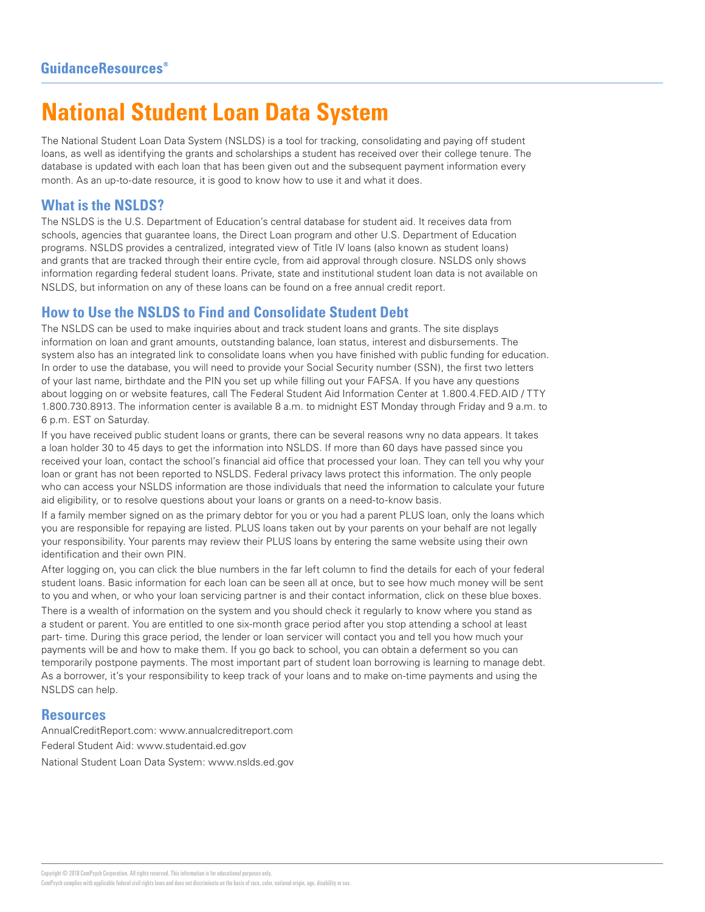# National Student Loan Data System

The National Student Loan Data System (NSLDS) is a tool for tracking, consolidating and paying off student loans, as well as identifying the grants and scholarships a student has received over their college tenure. The database is updated with each loan that has been given out and the subsequent payment information every month. As an up-to-date resource, it is good to know how to use it and what it does.

## What is the NSLDS?

The NSLDS is the U.S. Department of Education's central database for student aid. It receives data from schools, agencies that guarantee loans, the Direct Loan program and other U.S. Department of Education programs. NSLDS provides a centralized, integrated view of Title IV loans (also known as student loans) and grants that are tracked through their entire cycle, from aid approval through closure. NSLDS only shows information regarding federal student loans. Private, state and institutional student loan data is not available on NSLDS, but information on any of these loans can be found on a free annual credit report.

## How to Use the NSLDS to Find and Consolidate Student Debt

The NSLDS can be used to make inquiries about and track student loans and grants. The site displays information on loan and grant amounts, outstanding balance, loan status, interest and disbursements. The system also has an integrated link to consolidate loans when you have finished with public funding for education. In order to use the database, you will need to provide your Social Security number (SSN), the first two letters of your last name, birthdate and the PIN you set up while filling out your FAFSA. If you have any questions about logging on or website features, call The Federal Student Aid Information Center at 1.800.4.FED.AID / TTY 1.800.730.8913. The information center is available 8 a.m. to midnight EST Monday through Friday and 9 a.m. to 6 p.m. EST on Saturday.

If you have received public student loans or grants, there can be several reasons wny no data appears. It takes a loan holder 30 to 45 days to get the information into NSLDS. If more than 60 days have passed since you received your loan, contact the school's financial aid office that processed your loan. They can tell you why your loan or grant has not been reported to NSLDS. Federal privacy laws protect this information. The only people who can access your NSLDS information are those individuals that need the information to calculate your future aid eligibility, or to resolve questions about your loans or grants on a need-to-know basis.

If a family member signed on as the primary debtor for you or you had a parent PLUS loan, only the loans which you are responsible for repaying are listed. PLUS loans taken out by your parents on your behalf are not legally your responsibility. Your parents may review their PLUS loans by entering the same website using their own identification and their own PIN.

After logging on, you can click the blue numbers in the far left column to find the details for each of your federal student loans. Basic information for each loan can be seen all at once, but to see how much money will be sent to you and when, or who your loan servicing partner is and their contact information, click on these blue boxes.

There is a wealth of information on the system and you should check it regularly to know where you stand as a student or parent. You are entitled to one six-month grace period after you stop attending a school at least part- time. During this grace period, the lender or loan servicer will contact you and tell you how much your payments will be and how to make them. If you go back to school, you can obtain a deferment so you can temporarily postpone payments. The most important part of student loan borrowing is learning to manage debt. As a borrower, it's your responsibility to keep track of your loans and to make on-time payments and using the NSLDS can help.

## Resources

AnnualCreditReport.com: www.annualcreditreport.com

Federal Student Aid: www.studentaid.ed.gov

National Student Loan Data System: www.nslds.ed.gov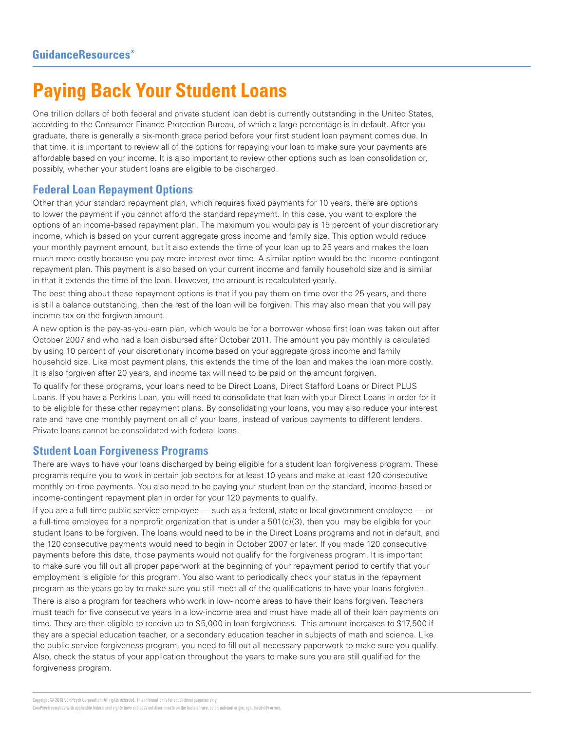# Paying Back Your Student Loans

One trillion dollars of both federal and private student loan debt is currently outstanding in the United States, according to the Consumer Finance Protection Bureau, of which a large percentage is in default. After you graduate, there is generally a six-month grace period before your first student loan payment comes due. In that time, it is important to review all of the options for repaying your loan to make sure your payments are affordable based on your income. It is also important to review other options such as loan consolidation or, possibly, whether your student loans are eligible to be discharged.

## Federal Loan Repayment Options

Other than your standard repayment plan, which requires fixed payments for 10 years, there are options to lower the payment if you cannot afford the standard repayment. In this case, you want to explore the options of an income-based repayment plan. The maximum you would pay is 15 percent of your discretionary income, which is based on your current aggregate gross income and family size. This option would reduce your monthly payment amount, but it also extends the time of your loan up to 25 years and makes the loan much more costly because you pay more interest over time. A similar option would be the income-contingent repayment plan. This payment is also based on your current income and family household size and is similar in that it extends the time of the loan. However, the amount is recalculated yearly.

The best thing about these repayment options is that if you pay them on time over the 25 years, and there is still a balance outstanding, then the rest of the loan will be forgiven. This may also mean that you will pay income tax on the forgiven amount.

A new option is the pay-as-you-earn plan, which would be for a borrower whose first loan was taken out after October 2007 and who had a loan disbursed after October 2011. The amount you pay monthly is calculated by using 10 percent of your discretionary income based on your aggregate gross income and family household size. Like most payment plans, this extends the time of the loan and makes the loan more costly. It is also forgiven after 20 years, and income tax will need to be paid on the amount forgiven.

To qualify for these programs, your loans need to be Direct Loans, Direct Stafford Loans or Direct PLUS Loans. If you have a Perkins Loan, you will need to consolidate that loan with your Direct Loans in order for it to be eligible for these other repayment plans. By consolidating your loans, you may also reduce your interest rate and have one monthly payment on all of your loans, instead of various payments to different lenders. Private loans cannot be consolidated with federal loans.

## Student Loan Forgiveness Programs

There are ways to have your loans discharged by being eligible for a student loan forgiveness program. These programs require you to work in certain job sectors for at least 10 years and make at least 120 consecutive monthly on-time payments. You also need to be paying your student loan on the standard, income-based or income-contingent repayment plan in order for your 120 payments to qualify.

If you are a full-time public service employee — such as a federal, state or local government employee — or a full-time employee for a nonprofit organization that is under a 501(c)(3), then you may be eligible for your student loans to be forgiven. The loans would need to be in the Direct Loans programs and not in default, and the 120 consecutive payments would need to begin in October 2007 or later. If you made 120 consecutive payments before this date, those payments would not qualify for the forgiveness program. It is important to make sure you fill out all proper paperwork at the beginning of your repayment period to certify that your employment is eligible for this program. You also want to periodically check your status in the repayment program as the years go by to make sure you still meet all of the qualifications to have your loans forgiven.

There is also a program for teachers who work in low-income areas to have their loans forgiven. Teachers must teach for five consecutive years in a low-income area and must have made all of their loan payments on time. They are then eligible to receive up to $5,000 in loan forgiveness. This amount increases to $17,500 if they are a special education teacher, or a secondary education teacher in subjects of math and science. Like the public service forgiveness program, you need to fill out all necessary paperwork to make sure you qualify. Also, check the status of your application throughout the years to make sure you are still qualified for the forgiveness program.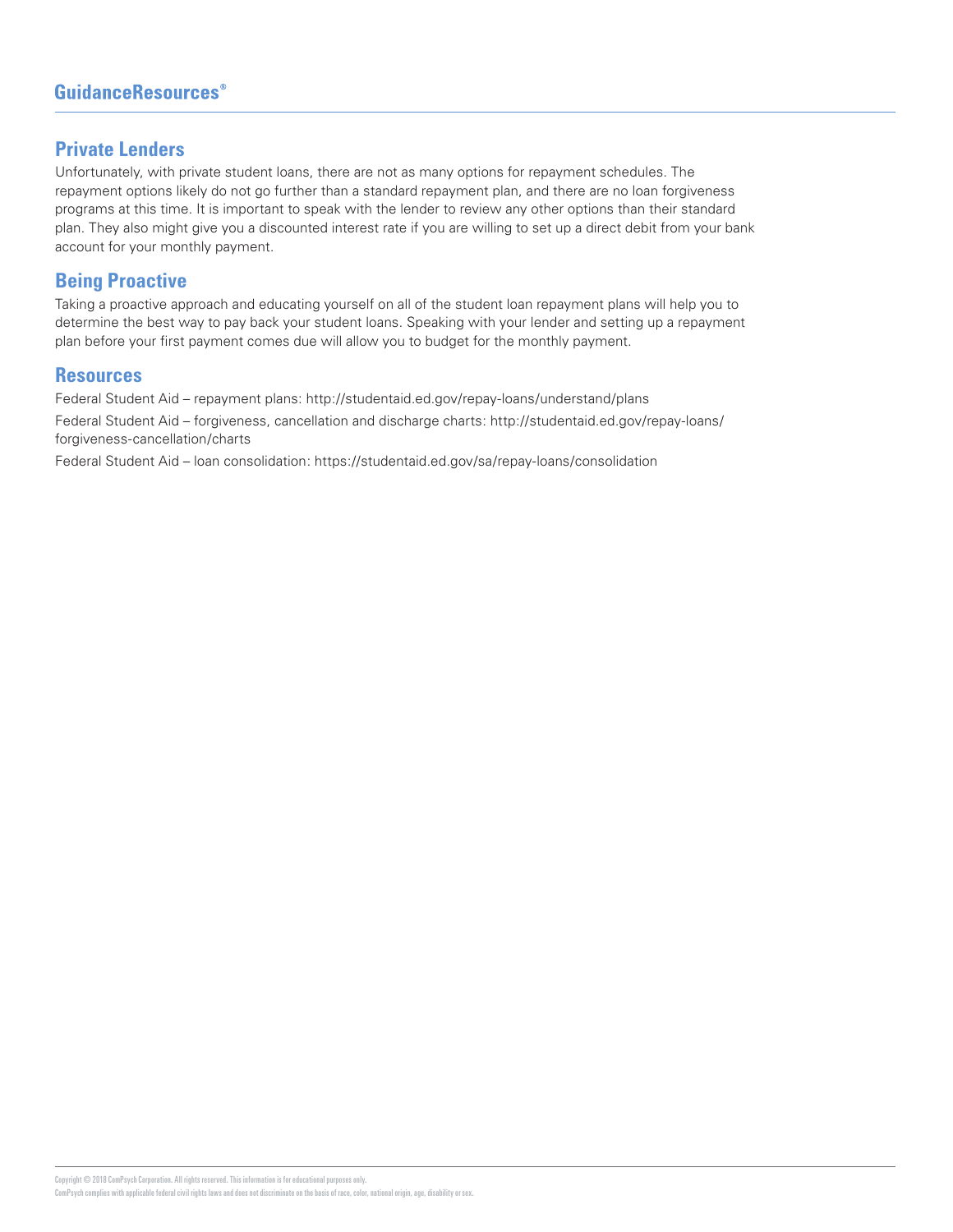## Private Lenders

Unfortunately, with private student loans, there are not as many options for repayment schedules. The repayment options likely do not go further than a standard repayment plan, and there are no loan forgiveness programs at this time. It is important to speak with the lender to review any other options than their standard plan. They also might give you a discounted interest rate if you are willing to set up a direct debit from your bank account for your monthly payment.

## Being Proactive

Taking a proactive approach and educating yourself on all of the student loan repayment plans will help you to determine the best way to pay back your student loans. Speaking with your lender and setting up a repayment plan before your first payment comes due will allow you to budget for the monthly payment.

## Resources

Federal Student Aid – repayment plans: http://studentaid.ed.gov/repay-loans/understand/plans

Federal Student Aid – forgiveness, cancellation and discharge charts: http://studentaid.ed.gov/repay-loans/forgiveness-cancellation/charts

Federal Student Aid – loan consolidation: https://studentaid.ed.gov/sa/repay-loans/consolidation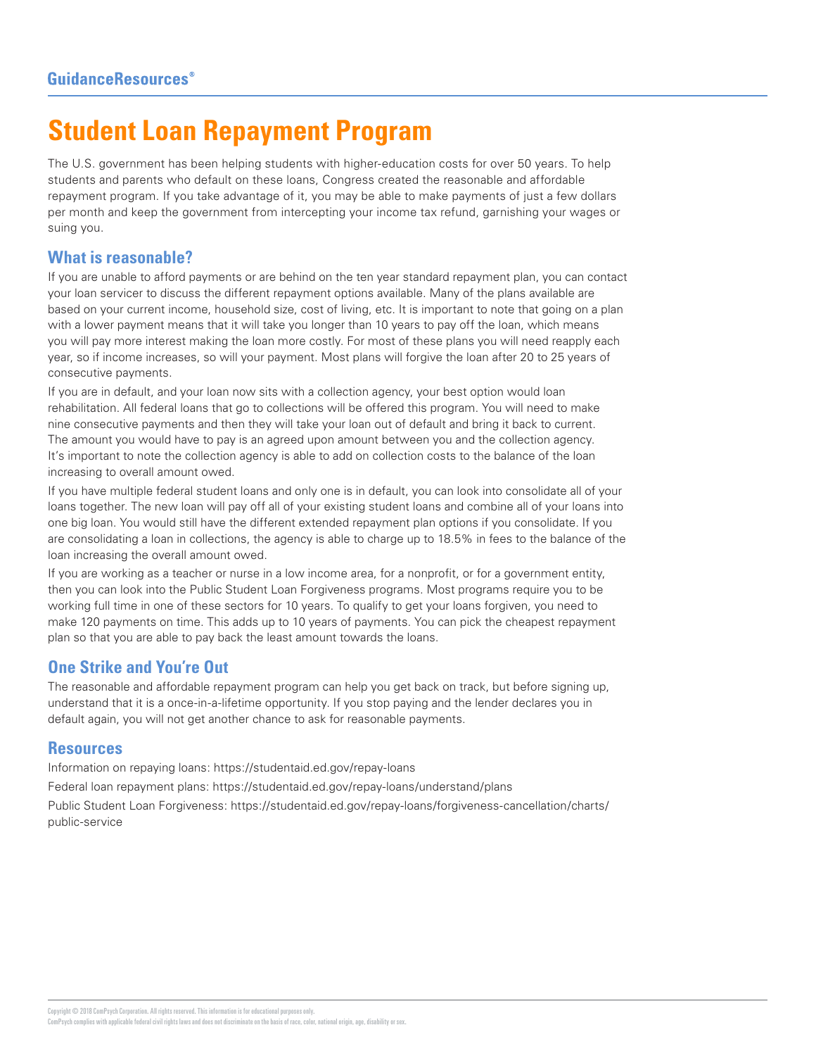# Student Loan Repayment Program

The U.S. government has been helping students with higher-education costs for over 50 years. To help students and parents who default on these loans, Congress created the reasonable and affordable repayment program. If you take advantage of it, you may be able to make payments of just a few dollars per month and keep the government from intercepting your income tax refund, garnishing your wages or suing you.

## What is reasonable?

If you are unable to afford payments or are behind on the ten year standard repayment plan, you can contact your loan servicer to discuss the different repayment options available. Many of the plans available are based on your current income, household size, cost of living, etc. It is important to note that going on a plan with a lower payment means that it will take you longer than 10 years to pay off the loan, which means you will pay more interest making the loan more costly. For most of these plans you will need reapply each year, so if income increases, so will your payment. Most plans will forgive the loan after 20 to 25 years of consecutive payments.

If you are in default, and your loan now sits with a collection agency, your best option would loan rehabilitation. All federal loans that go to collections will be offered this program. You will need to make nine consecutive payments and then they will take your loan out of default and bring it back to current. The amount you would have to pay is an agreed upon amount between you and the collection agency. It's important to note the collection agency is able to add on collection costs to the balance of the loan increasing to overall amount owed.

If you have multiple federal student loans and only one is in default, you can look into consolidate all of your loans together. The new loan will pay off all of your existing student loans and combine all of your loans into one big loan. You would still have the different extended repayment plan options if you consolidate. If you are consolidating a loan in collections, the agency is able to charge up to 18.5% in fees to the balance of the loan increasing the overall amount owed.

If you are working as a teacher or nurse in a low income area, for a nonprofit, or for a government entity, then you can look into the Public Student Loan Forgiveness programs. Most programs require you to be working full time in one of these sectors for 10 years. To qualify to get your loans forgiven, you need to make 120 payments on time. This adds up to 10 years of payments. You can pick the cheapest repayment plan so that you are able to pay back the least amount towards the loans.

## One Strike and You're Out

The reasonable and affordable repayment program can help you get back on track, but before signing up, understand that it is a once-in-a-lifetime opportunity. If you stop paying and the lender declares you in default again, you will not get another chance to ask for reasonable payments.

## Resources

Information on repaying loans: https://studentaid.ed.gov/repay-loans

Federal loan repayment plans: https://studentaid.ed.gov/repay-loans/understand/plans

Public Student Loan Forgiveness: https://studentaid.ed.gov/repay-loans/forgiveness-cancellation/charts/public-service

Copyright © 2018 ComPsych Corporation. All rights reserved. This information is for educational purposes only.
ComPsych complies with applicable federal civil rights laws and does not discriminate on the basis of race, color, national origin, age, disability or sex.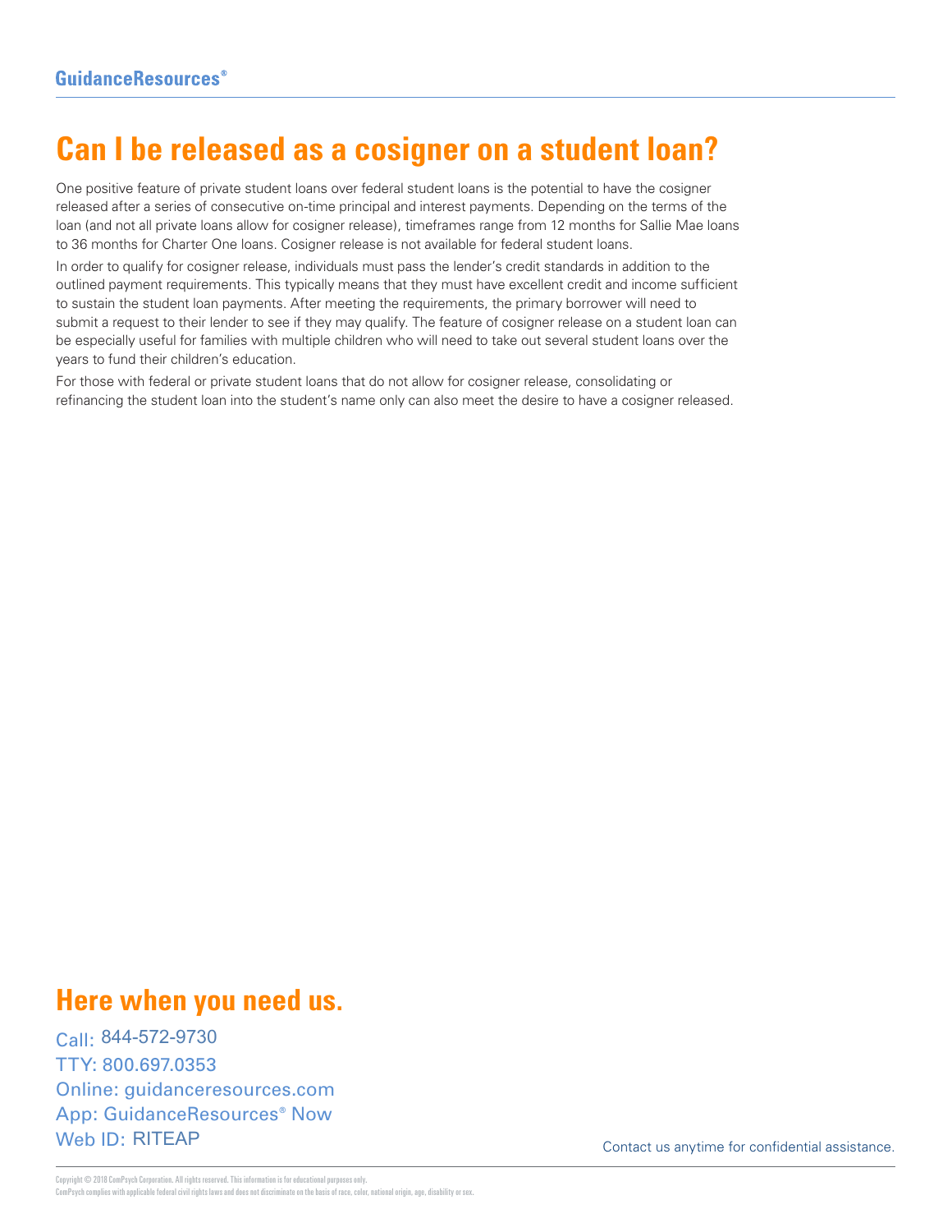# Can I be released as a cosigner on a student loan?

One positive feature of private student loans over federal student loans is the potential to have the cosigner released after a series of consecutive on-time principal and interest payments. Depending on the terms of the loan (and not all private loans allow for cosigner release), timeframes range from 12 months for Sallie Mae loans to 36 months for Charter One loans. Cosigner release is not available for federal student loans.

In order to qualify for cosigner release, individuals must pass the lender's credit standards in addition to the outlined payment requirements. This typically means that they must have excellent credit and income sufficient to sustain the student loan payments. After meeting the requirements, the primary borrower will need to submit a request to their lender to see if they may qualify. The feature of cosigner release on a student loan can be especially useful for families with multiple children who will need to take out several student loans over the years to fund their children's education.

For those with federal or private student loans that do not allow for cosigner release, consolidating or refinancing the student loan into the student's name only can also meet the desire to have a cosigner released.

## Here when you need us.

Call: 844-572-9730
TTY: 800.697.0353
Online: guidanceresources.com
App: GuidanceResources® Now
Web ID: RITEAP

Contact us anytime for confidential assistance.

Copyright © 2018 ComPsych Corporation. All rights reserved. This information is for educational purposes only.
ComPsych complies with applicable federal civil rights laws and does not discriminate on the basis of race, color, national origin, age, disability or sex.